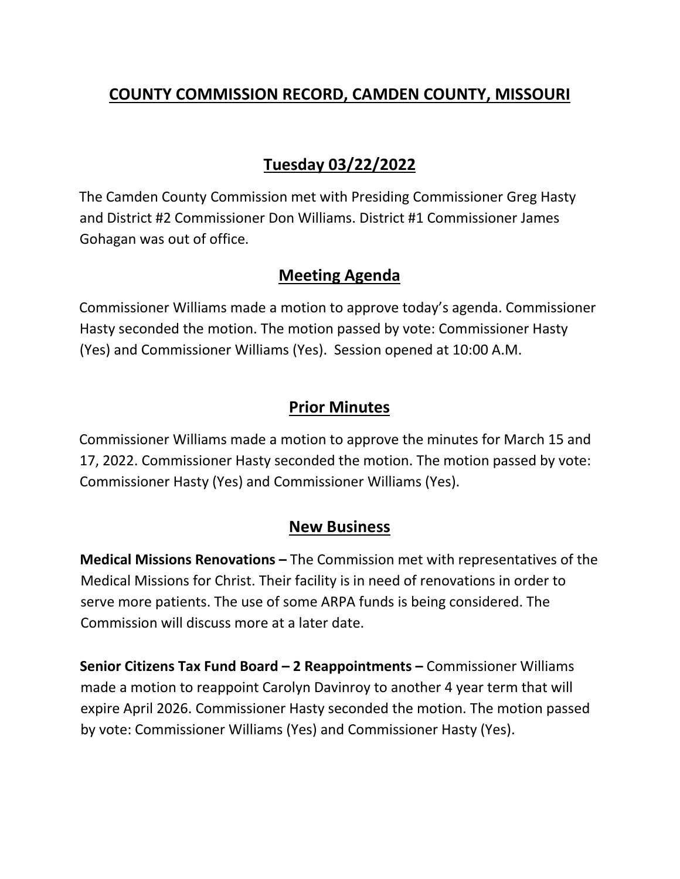# COUNTY COMMISSION RECORD, CAMDEN COUNTY, MISSOURI

## Tuesday 03/22/2022

The Camden County Commission met with Presiding Commissioner Greg Hasty and District #2 Commissioner Don Williams. District #1 Commissioner James Gohagan was out of office.

## Meeting Agenda

Commissioner Williams made a motion to approve today's agenda. Commissioner Hasty seconded the motion. The motion passed by vote: Commissioner Hasty (Yes) and Commissioner Williams (Yes). Session opened at 10:00 A.M.

## Prior Minutes

Commissioner Williams made a motion to approve the minutes for March 15 and 17, 2022. Commissioner Hasty seconded the motion. The motion passed by vote: Commissioner Hasty (Yes) and Commissioner Williams (Yes).

## New Business

**Medical Missions Renovations –** The Commission met with representatives of the Medical Missions for Christ. Their facility is in need of renovations in order to serve more patients. The use of some ARPA funds is being considered. The Commission will discuss more at a later date.

**Senior Citizens Tax Fund Board – 2 Reappointments –** Commissioner Williams made a motion to reappoint Carolyn Davinroy to another 4 year term that will expire April 2026. Commissioner Hasty seconded the motion. The motion passed by vote: Commissioner Williams (Yes) and Commissioner Hasty (Yes).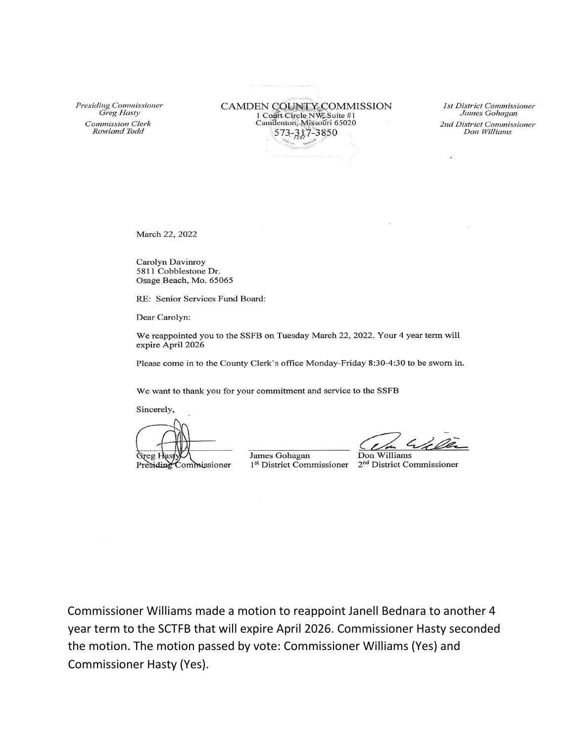*Presiding Commissioner*
*Greg Hasty*
*Commission Clerk*
*Rowland Todd*

CAMDEN COUNTY COMMISSION
1 Court Circle NW, Suite #1
Camdenton, Missouri 65020
573-317-3850

*1st District Commissioner*
*James Gohagan*
*2nd District Commissioner*
*Don Williams*

March 22, 2022

Carolyn Davinroy
5811 Cobblestone Dr.
Osage Beach, Mo. 65065

RE: Senior Services Fund Board:

Dear Carolyn:

We reappointed you to the SSFB on Tuesday March 22, 2022. Your 4 year term will expire April 2026

Please come in to the County Clerk's office Monday-Friday 8:30-4:30 to be sworn in.

We want to thank you for your commitment and service to the SSFB

Sincerely,

Greg Hasty
Presiding Commissioner

James Gohagan
1st District Commissioner

Don Williams
2nd District Commissioner

Commissioner Williams made a motion to reappoint Janell Bednara to another 4 year term to the SCTFB that will expire April 2026. Commissioner Hasty seconded the motion. The motion passed by vote: Commissioner Williams (Yes) and Commissioner Hasty (Yes).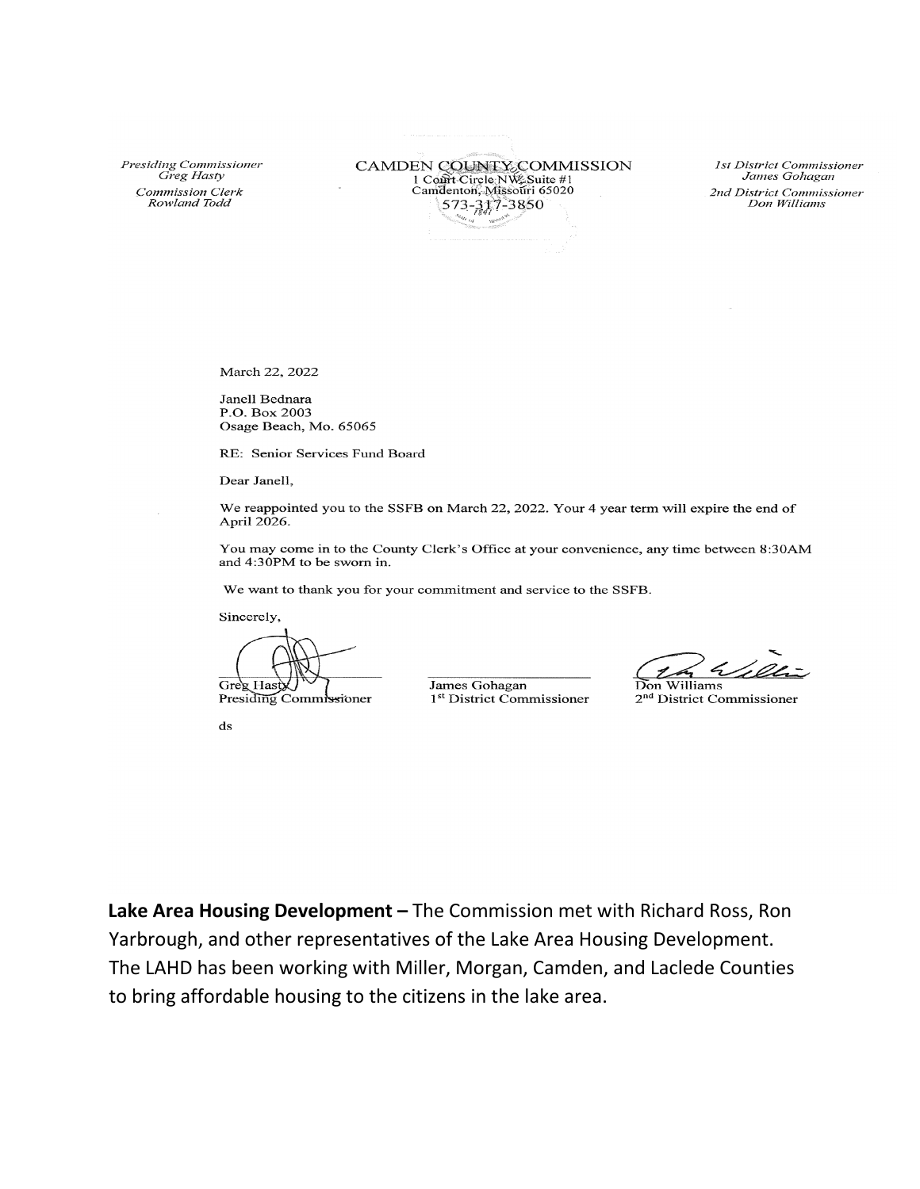*Presiding Commissioner*
*Greg Hasty*
*Commission Clerk*
*Rowland Todd*

CAMDEN COUNTY COMMISSION
1 Court Circle NW Suite #1
Camdenton, Missouri 65020
573-317-3850

*1st District Commissioner*
*James Gohagan*
*2nd District Commissioner*
*Don Williams*

March 22, 2022

Janell Bednara
P.O. Box 2003
Osage Beach, Mo. 65065

RE: Senior Services Fund Board

Dear Janell,

We reappointed you to the SSFB on March 22, 2022. Your 4 year term will expire the end of April 2026.

You may come in to the County Clerk's Office at your convenience, any time between 8:30AM and 4:30PM to be sworn in.

We want to thank you for your commitment and service to the SSFB.

Sincerely,

| | | |
|---|---|---|
| Greg Hasty | James Gohagan | Don Williams |
| Presiding Commissioner | 1st District Commissioner | 2nd District Commissioner |

ds

**Lake Area Housing Development –** The Commission met with Richard Ross, Ron Yarbrough, and other representatives of the Lake Area Housing Development. The LAHD has been working with Miller, Morgan, Camden, and Laclede Counties to bring affordable housing to the citizens in the lake area.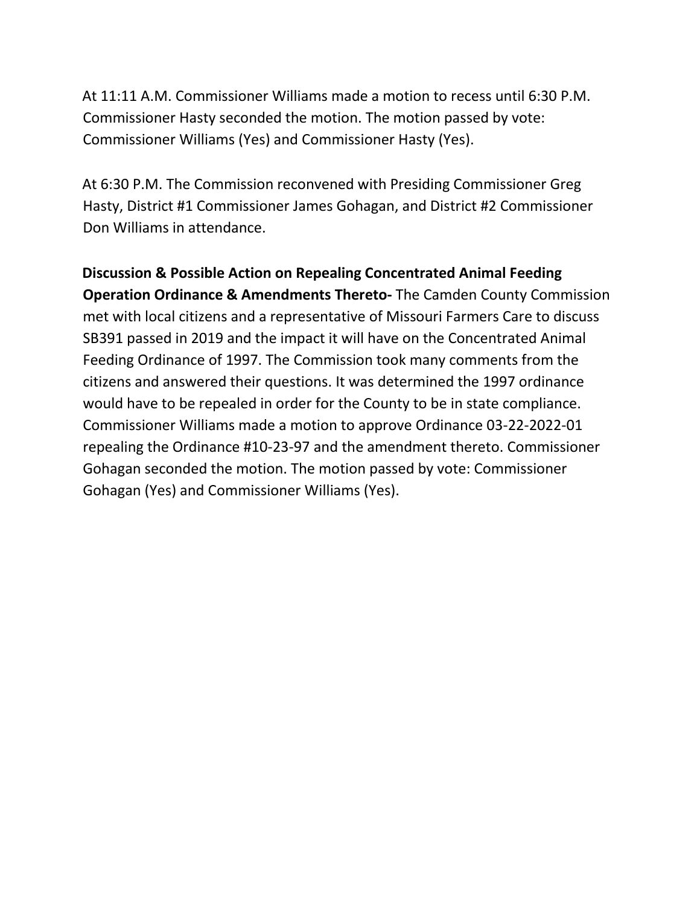At 11:11 A.M. Commissioner Williams made a motion to recess until 6:30 P.M. Commissioner Hasty seconded the motion. The motion passed by vote: Commissioner Williams (Yes) and Commissioner Hasty (Yes).

At 6:30 P.M. The Commission reconvened with Presiding Commissioner Greg Hasty, District #1 Commissioner James Gohagan, and District #2 Commissioner Don Williams in attendance.

**Discussion & Possible Action on Repealing Concentrated Animal Feeding Operation Ordinance & Amendments Thereto-** The Camden County Commission met with local citizens and a representative of Missouri Farmers Care to discuss SB391 passed in 2019 and the impact it will have on the Concentrated Animal Feeding Ordinance of 1997. The Commission took many comments from the citizens and answered their questions. It was determined the 1997 ordinance would have to be repealed in order for the County to be in state compliance. Commissioner Williams made a motion to approve Ordinance 03-22-2022-01 repealing the Ordinance #10-23-97 and the amendment thereto. Commissioner Gohagan seconded the motion. The motion passed by vote: Commissioner Gohagan (Yes) and Commissioner Williams (Yes).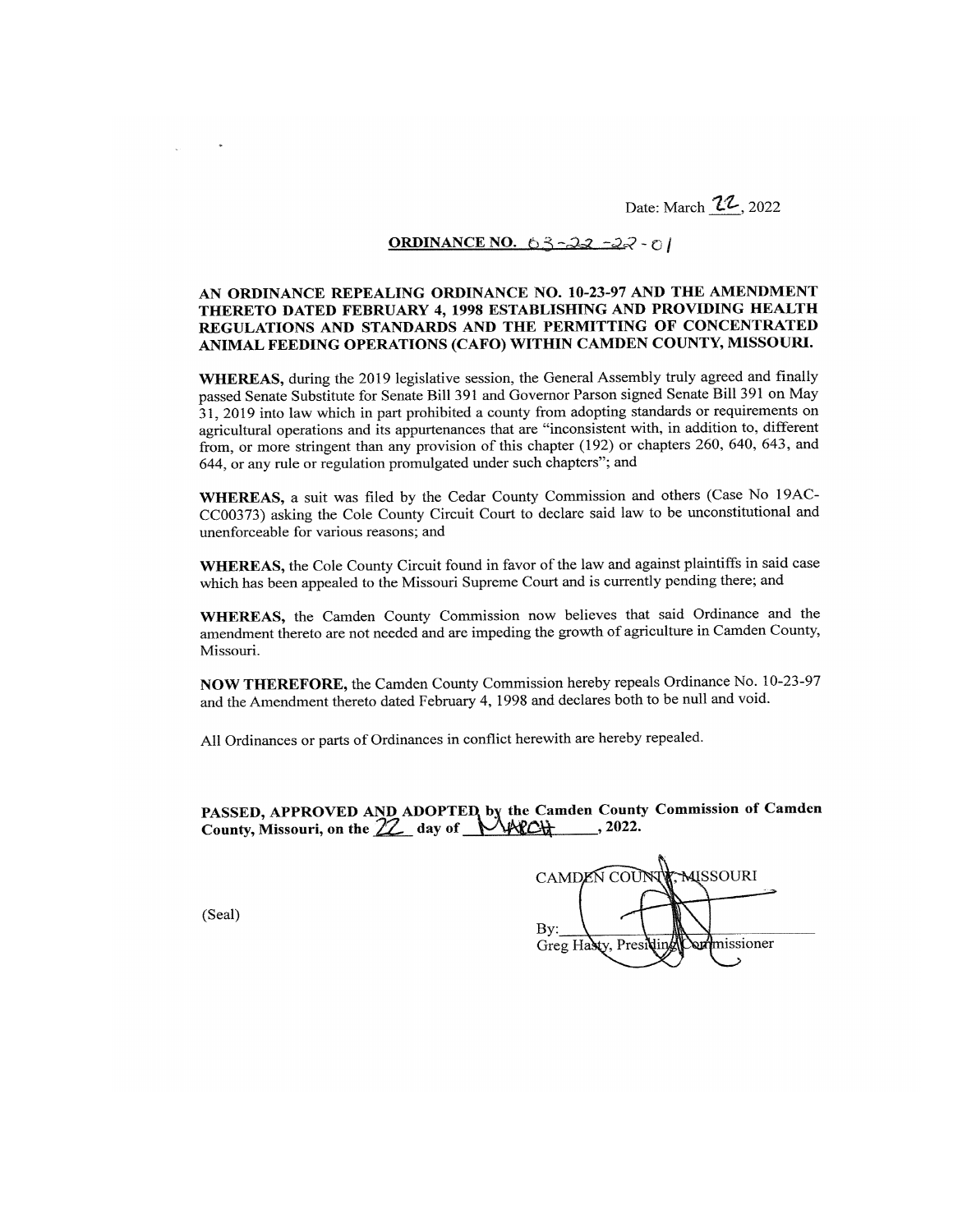Date: March 22, 2022

**ORDINANCE NO. 03-22-22-01**

**AN ORDINANCE REPEALING ORDINANCE NO. 10-23-97 AND THE AMENDMENT THERETO DATED FEBRUARY 4, 1998 ESTABLISHING AND PROVIDING HEALTH REGULATIONS AND STANDARDS AND THE PERMITTING OF CONCENTRATED ANIMAL FEEDING OPERATIONS (CAFO) WITHIN CAMDEN COUNTY, MISSOURI.**

**WHEREAS,** during the 2019 legislative session, the General Assembly truly agreed and finally passed Senate Substitute for Senate Bill 391 and Governor Parson signed Senate Bill 391 on May 31, 2019 into law which in part prohibited a county from adopting standards or requirements on agricultural operations and its appurtenances that are "inconsistent with, in addition to, different from, or more stringent than any provision of this chapter (192) or chapters 260, 640, 643, and 644, or any rule or regulation promulgated under such chapters"; and

**WHEREAS,** a suit was filed by the Cedar County Commission and others (Case No 19AC-CC00373) asking the Cole County Circuit Court to declare said law to be unconstitutional and unenforceable for various reasons; and

**WHEREAS,** the Cole County Circuit found in favor of the law and against plaintiffs in said case which has been appealed to the Missouri Supreme Court and is currently pending there; and

**WHEREAS,** the Camden County Commission now believes that said Ordinance and the amendment thereto are not needed and are impeding the growth of agriculture in Camden County, Missouri.

**NOW THEREFORE,** the Camden County Commission hereby repeals Ordinance No. 10-23-97 and the Amendment thereto dated February 4, 1998 and declares both to be null and void.

All Ordinances or parts of Ordinances in conflict herewith are hereby repealed.

**PASSED, APPROVED AND ADOPTED by the Camden County Commission of Camden County, Missouri, on the 22 day of MARCH, 2022.**

(Seal)

CAMDEN COUNTY, MISSOURI

By: ______________________________
Greg Hasty, Presiding Commissioner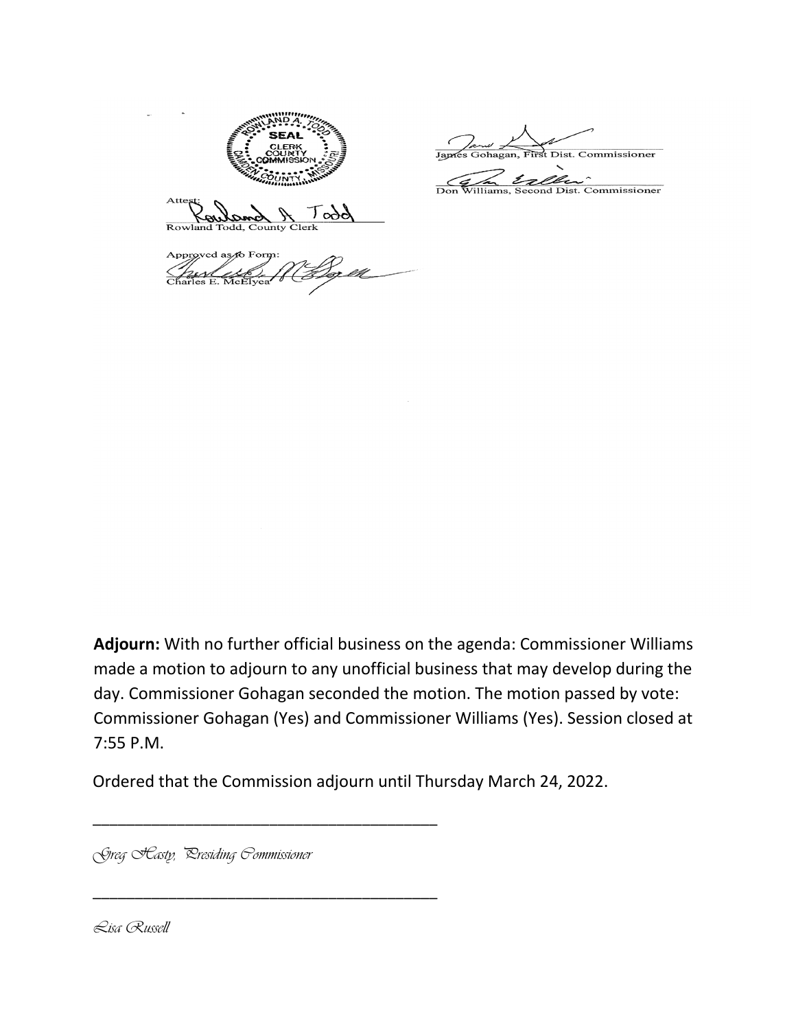SEAL ROWLAND A. TODD CLERK COUNTY COMMISSION CAMDEN COUNTY, MISSOURI

James Gohagan, First Dist. Commissioner

Don Williams, Second Dist. Commissioner

Attest:

Rowland Todd, County Clerk

Approved as to Form:

Charles E. McElyea

**Adjourn:** With no further official business on the agenda: Commissioner Williams made a motion to adjourn to any unofficial business that may develop during the day. Commissioner Gohagan seconded the motion. The motion passed by vote: Commissioner Gohagan (Yes) and Commissioner Williams (Yes). Session closed at 7:55 P.M.

Ordered that the Commission adjourn until Thursday March 24, 2022.

\_\_\_\_\_\_\_\_\_\_\_\_\_\_\_\_\_\_\_\_\_\_\_\_\_\_\_\_\_\_\_\_\_\_\_\_\_\_\_\_

*Greg Hasty, Presiding Commissioner*

\_\_\_\_\_\_\_\_\_\_\_\_\_\_\_\_\_\_\_\_\_\_\_\_\_\_\_\_\_\_\_\_\_\_\_\_\_\_\_\_

*Lisa Russell*